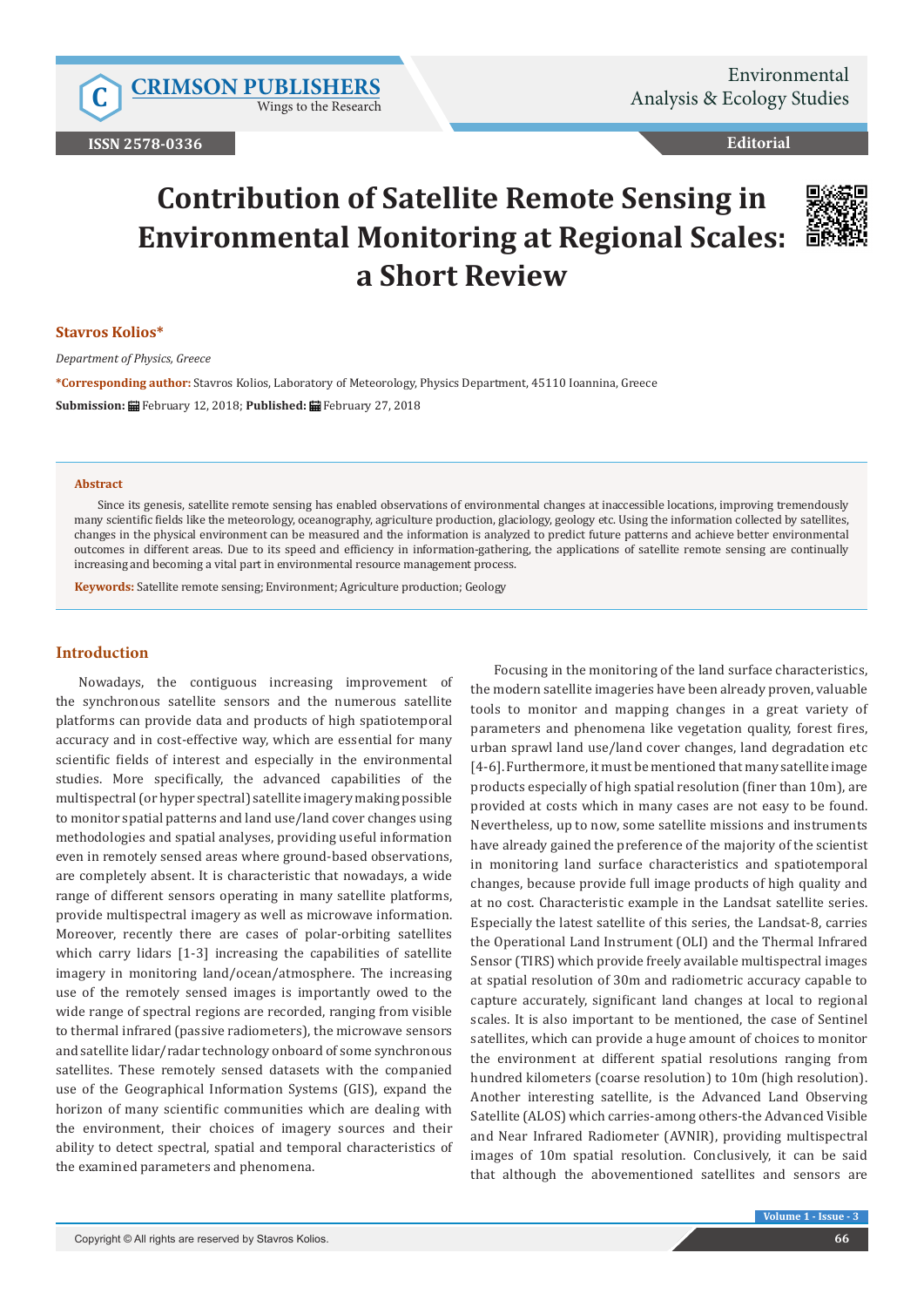**CRIMSON PUBLISHERS**
Wings to the Research

Environmental Analysis & Ecology Studies

ISSN 2578-0336

Editorial

# Contribution of Satellite Remote Sensing in Environmental Monitoring at Regional Scales: a Short Review

**Stavros Kolios***

*Department of Physics, Greece*

**\*Corresponding author:** Stavros Kolios, Laboratory of Meteorology, Physics Department, 45110 Ioannina, Greece

**Submission:** February 12, 2018; **Published:** February 27, 2018

### Abstract

Since its genesis, satellite remote sensing has enabled observations of environmental changes at inaccessible locations, improving tremendously many scientific fields like the meteorology, oceanography, agriculture production, glaciology, geology etc. Using the information collected by satellites, changes in the physical environment can be measured and the information is analyzed to predict future patterns and achieve better environmental outcomes in different areas. Due to its speed and efficiency in information-gathering, the applications of satellite remote sensing are continually increasing and becoming a vital part in environmental resource management process.

**Keywords:** Satellite remote sensing; Environment; Agriculture production; Geology

## Introduction

Nowadays, the contiguous increasing improvement of the synchronous satellite sensors and the numerous satellite platforms can provide data and products of high spatiotemporal accuracy and in cost-effective way, which are essential for many scientific fields of interest and especially in the environmental studies. More specifically, the advanced capabilities of the multispectral (or hyper spectral) satellite imagery making possible to monitor spatial patterns and land use/land cover changes using methodologies and spatial analyses, providing useful information even in remotely sensed areas where ground-based observations, are completely absent. It is characteristic that nowadays, a wide range of different sensors operating in many satellite platforms, provide multispectral imagery as well as microwave information. Moreover, recently there are cases of polar-orbiting satellites which carry lidars [1-3] increasing the capabilities of satellite imagery in monitoring land/ocean/atmosphere. The increasing use of the remotely sensed images is importantly owed to the wide range of spectral regions are recorded, ranging from visible to thermal infrared (passive radiometers), the microwave sensors and satellite lidar/radar technology onboard of some synchronous satellites. These remotely sensed datasets with the companied use of the Geographical Information Systems (GIS), expand the horizon of many scientific communities which are dealing with the environment, their choices of imagery sources and their ability to detect spectral, spatial and temporal characteristics of the examined parameters and phenomena.

Focusing in the monitoring of the land surface characteristics, the modern satellite imageries have been already proven, valuable tools to monitor and mapping changes in a great variety of parameters and phenomena like vegetation quality, forest fires, urban sprawl land use/land cover changes, land degradation etc [4-6]. Furthermore, it must be mentioned that many satellite image products especially of high spatial resolution (finer than 10m), are provided at costs which in many cases are not easy to be found. Nevertheless, up to now, some satellite missions and instruments have already gained the preference of the majority of the scientist in monitoring land surface characteristics and spatiotemporal changes, because provide full image products of high quality and at no cost. Characteristic example in the Landsat satellite series. Especially the latest satellite of this series, the Landsat-8, carries the Operational Land Instrument (OLI) and the Thermal Infrared Sensor (TIRS) which provide freely available multispectral images at spatial resolution of 30m and radiometric accuracy capable to capture accurately, significant land changes at local to regional scales. It is also important to be mentioned, the case of Sentinel satellites, which can provide a huge amount of choices to monitor the environment at different spatial resolutions ranging from hundred kilometers (coarse resolution) to 10m (high resolution). Another interesting satellite, is the Advanced Land Observing Satellite (ALOS) which carries-among others-the Advanced Visible and Near Infrared Radiometer (AVNIR), providing multispectral images of 10m spatial resolution. Conclusively, it can be said that although the abovementioned satellites and sensors are

Copyright © All rights are reserved by Stavros Kolios.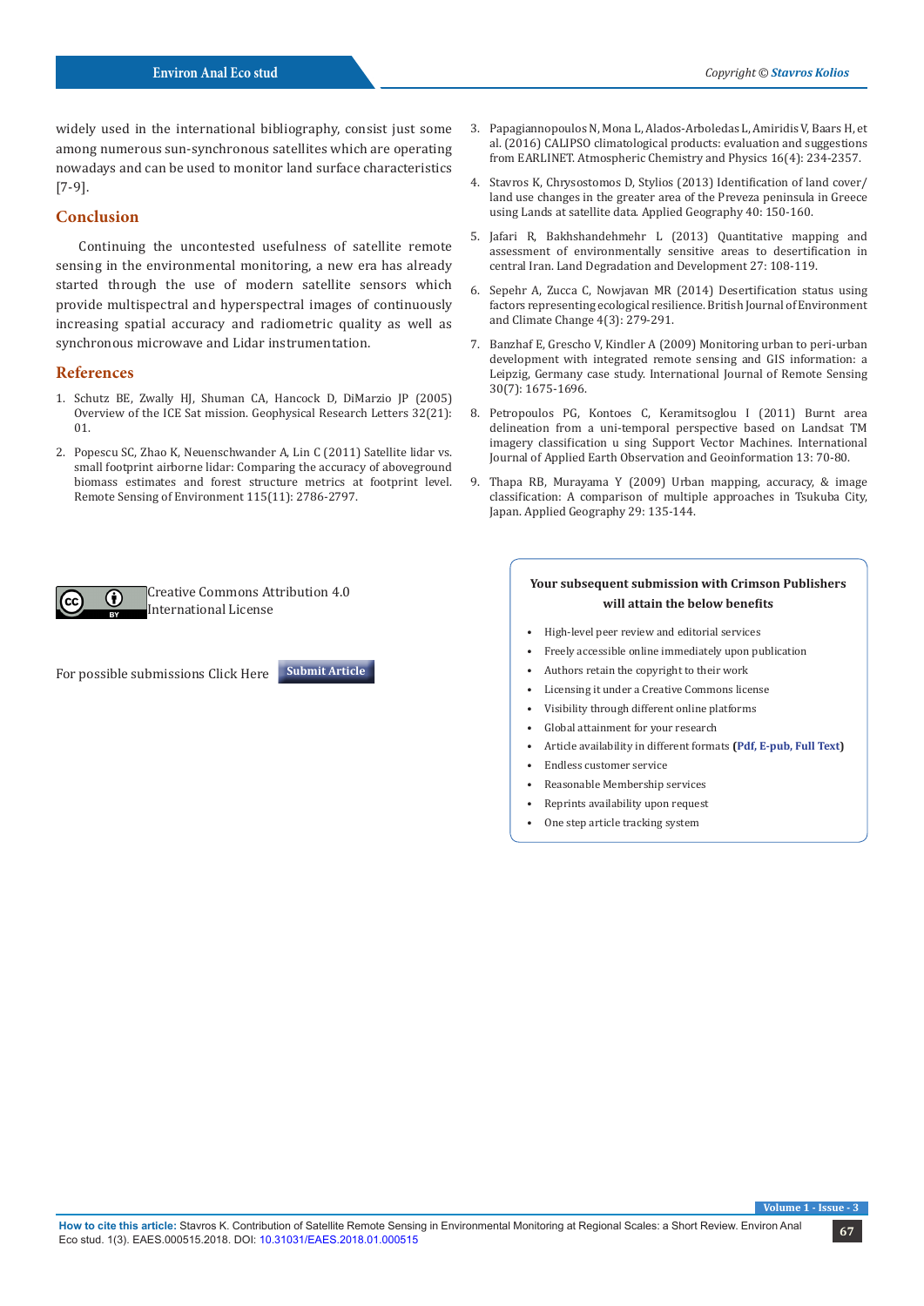widely used in the international bibliography, consist just some among numerous sun-synchronous satellites which are operating nowadays and can be used to monitor land surface characteristics [7-9].

## Conclusion

Continuing the uncontested usefulness of satellite remote sensing in the environmental monitoring, a new era has already started through the use of modern satellite sensors which provide multispectral and hyperspectral images of continuously increasing spatial accuracy and radiometric quality as well as synchronous microwave and Lidar instrumentation.

## References

1. Schutz BE, Zwally HJ, Shuman CA, Hancock D, DiMarzio JP (2005) Overview of the ICE Sat mission. Geophysical Research Letters 32(21): 01.
2. Popescu SC, Zhao K, Neuenschwander A, Lin C (2011) Satellite lidar vs. small footprint airborne lidar: Comparing the accuracy of aboveground biomass estimates and forest structure metrics at footprint level. Remote Sensing of Environment 115(11): 2786-2797.
3. Papagiannopoulos N, Mona L, Alados-Arboledas L, Amiridis V, Baars H, et al. (2016) CALIPSO climatological products: evaluation and suggestions from EARLINET. Atmospheric Chemistry and Physics 16(4): 234-2357.
4. Stavros K, Chrysostomos D, Stylios (2013) Identification of land cover/ land use changes in the greater area of the Preveza peninsula in Greece using Lands at satellite data. Applied Geography 40: 150-160.
5. Jafari R, Bakhshandehmehr L (2013) Quantitative mapping and assessment of environmentally sensitive areas to desertification in central Iran. Land Degradation and Development 27: 108-119.
6. Sepehr A, Zucca C, Nowjavan MR (2014) Desertification status using factors representing ecological resilience. British Journal of Environment and Climate Change 4(3): 279-291.
7. Banzhaf E, Grescho V, Kindler A (2009) Monitoring urban to peri-urban development with integrated remote sensing and GIS information: a Leipzig, Germany case study. International Journal of Remote Sensing 30(7): 1675-1696.
8. Petropoulos PG, Kontoes C, Keramitsoglou I (2011) Burnt area delineation from a uni-temporal perspective based on Landsat TM imagery classification u sing Support Vector Machines. International Journal of Applied Earth Observation and Geoinformation 13: 70-80.
9. Thapa RB, Murayama Y (2009) Urban mapping, accuracy, & image classification: A comparison of multiple approaches in Tsukuba City, Japan. Applied Geography 29: 135-144.

Creative Commons Attribution 4.0 International License

For possible submissions Click Here **Submit Article**

**Your subsequent submission with Crimson Publishers will attain the below benefits**

- High-level peer review and editorial services
- Freely accessible online immediately upon publication
- Authors retain the copyright to their work
- Licensing it under a Creative Commons license
- Visibility through different online platforms
- Global attainment for your research
- Article availability in different formats **(Pdf, E-pub, Full Text)**
- Endless customer service
- Reasonable Membership services
- Reprints availability upon request
- One step article tracking system

**How to cite this article:** Stavros K. Contribution of Satellite Remote Sensing in Environmental Monitoring at Regional Scales: a Short Review. Environ Anal Eco stud. 1(3). EAES.000515.2018. DOI: 10.31031/EAES.2018.01.000515